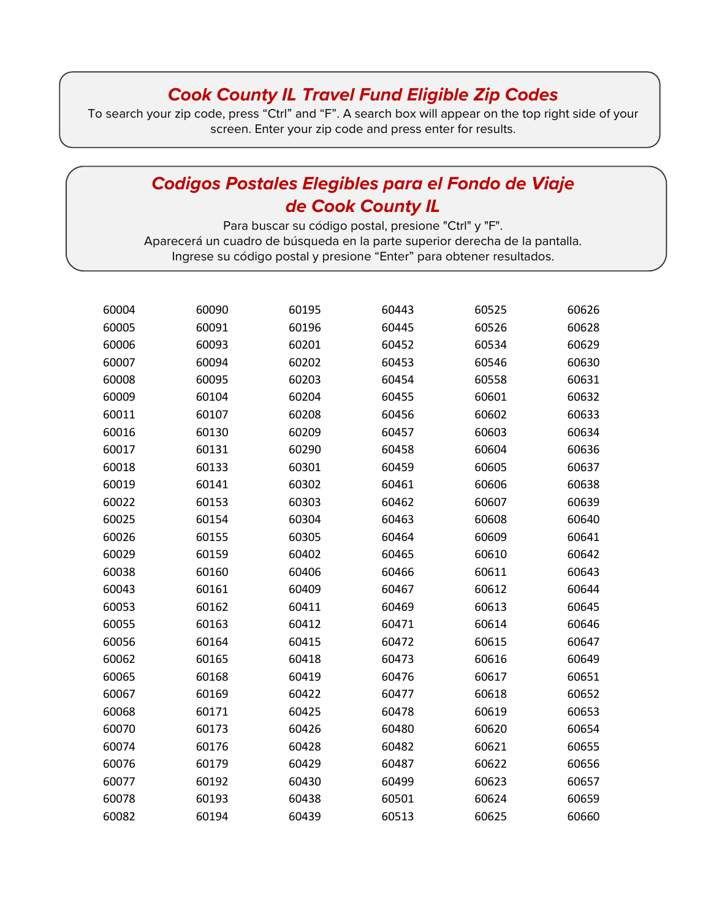## *Cook County IL Travel Fund Eligible Zip Codes*

To search your zip code, press "Ctrl" and "F". A search box will appear on the top right side of your screen. Enter your zip code and press enter for results.

## *Codigos Postales Elegibles para el Fondo de Viaje de Cook County IL*

Para buscar su código postal, presione "Ctrl" y "F".
Aparecerá un cuadro de búsqueda en la parte superior derecha de la pantalla.
Ingrese su código postal y presione "Enter" para obtener resultados.

| | | | | | |
|---|---|---|---|---|---|
| 60004 | 60090 | 60195 | 60443 | 60525 | 60626 |
| 60005 | 60091 | 60196 | 60445 | 60526 | 60628 |
| 60006 | 60093 | 60201 | 60452 | 60534 | 60629 |
| 60007 | 60094 | 60202 | 60453 | 60546 | 60630 |
| 60008 | 60095 | 60203 | 60454 | 60558 | 60631 |
| 60009 | 60104 | 60204 | 60455 | 60601 | 60632 |
| 60011 | 60107 | 60208 | 60456 | 60602 | 60633 |
| 60016 | 60130 | 60209 | 60457 | 60603 | 60634 |
| 60017 | 60131 | 60290 | 60458 | 60604 | 60636 |
| 60018 | 60133 | 60301 | 60459 | 60605 | 60637 |
| 60019 | 60141 | 60302 | 60461 | 60606 | 60638 |
| 60022 | 60153 | 60303 | 60462 | 60607 | 60639 |
| 60025 | 60154 | 60304 | 60463 | 60608 | 60640 |
| 60026 | 60155 | 60305 | 60464 | 60609 | 60641 |
| 60029 | 60159 | 60402 | 60465 | 60610 | 60642 |
| 60038 | 60160 | 60406 | 60466 | 60611 | 60643 |
| 60043 | 60161 | 60409 | 60467 | 60612 | 60644 |
| 60053 | 60162 | 60411 | 60469 | 60613 | 60645 |
| 60055 | 60163 | 60412 | 60471 | 60614 | 60646 |
| 60056 | 60164 | 60415 | 60472 | 60615 | 60647 |
| 60062 | 60165 | 60418 | 60473 | 60616 | 60649 |
| 60065 | 60168 | 60419 | 60476 | 60617 | 60651 |
| 60067 | 60169 | 60422 | 60477 | 60618 | 60652 |
| 60068 | 60171 | 60425 | 60478 | 60619 | 60653 |
| 60070 | 60173 | 60426 | 60480 | 60620 | 60654 |
| 60074 | 60176 | 60428 | 60482 | 60621 | 60655 |
| 60076 | 60179 | 60429 | 60487 | 60622 | 60656 |
| 60077 | 60192 | 60430 | 60499 | 60623 | 60657 |
| 60078 | 60193 | 60438 | 60501 | 60624 | 60659 |
| 60082 | 60194 | 60439 | 60513 | 60625 | 60660 |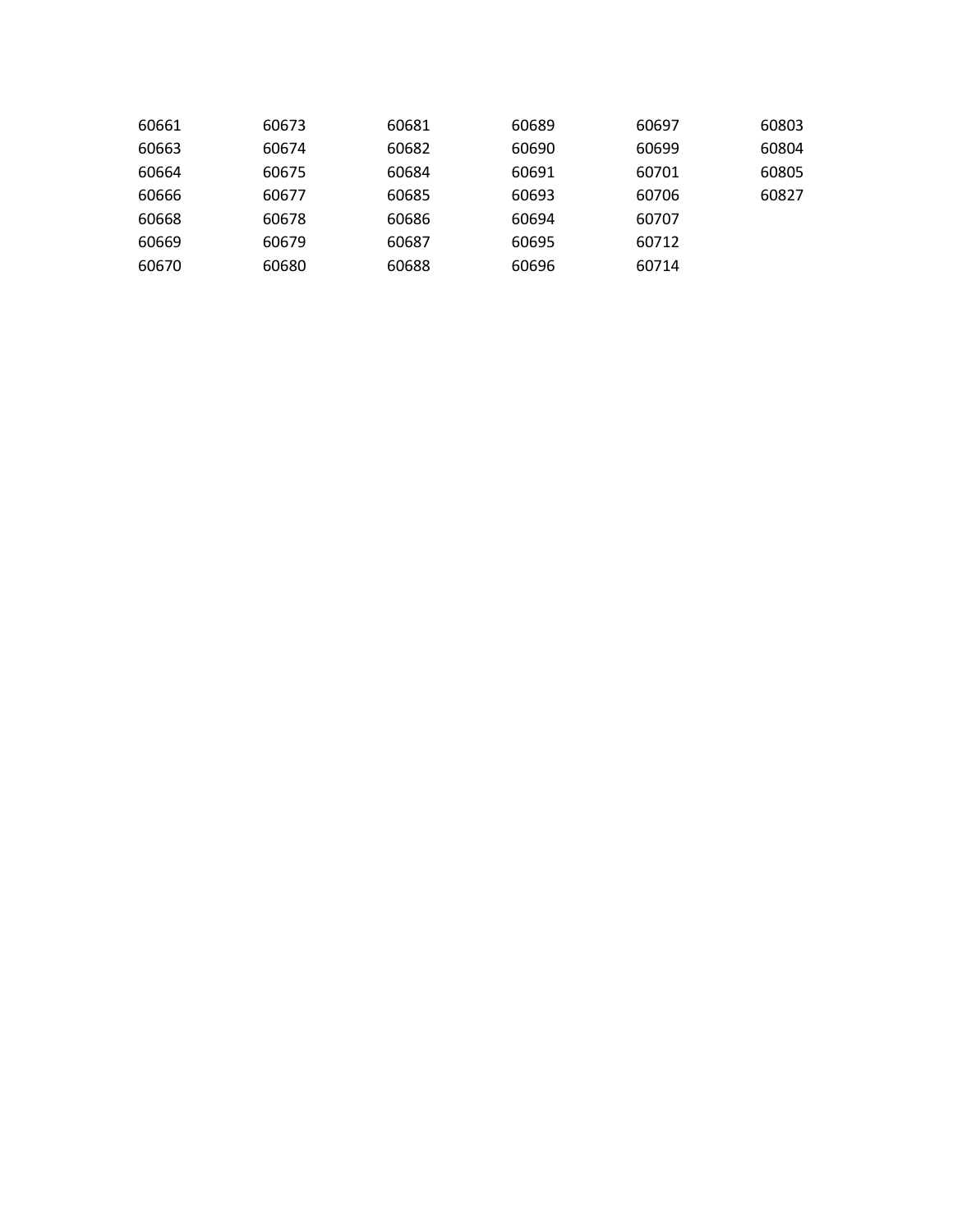| | | | | | |
|---|---|---|---|---|---|
| 60661 | 60673 | 60681 | 60689 | 60697 | 60803 |
| 60663 | 60674 | 60682 | 60690 | 60699 | 60804 |
| 60664 | 60675 | 60684 | 60691 | 60701 | 60805 |
| 60666 | 60677 | 60685 | 60693 | 60706 | 60827 |
| 60668 | 60678 | 60686 | 60694 | 60707 | |
| 60669 | 60679 | 60687 | 60695 | 60712 | |
| 60670 | 60680 | 60688 | 60696 | 60714 | |